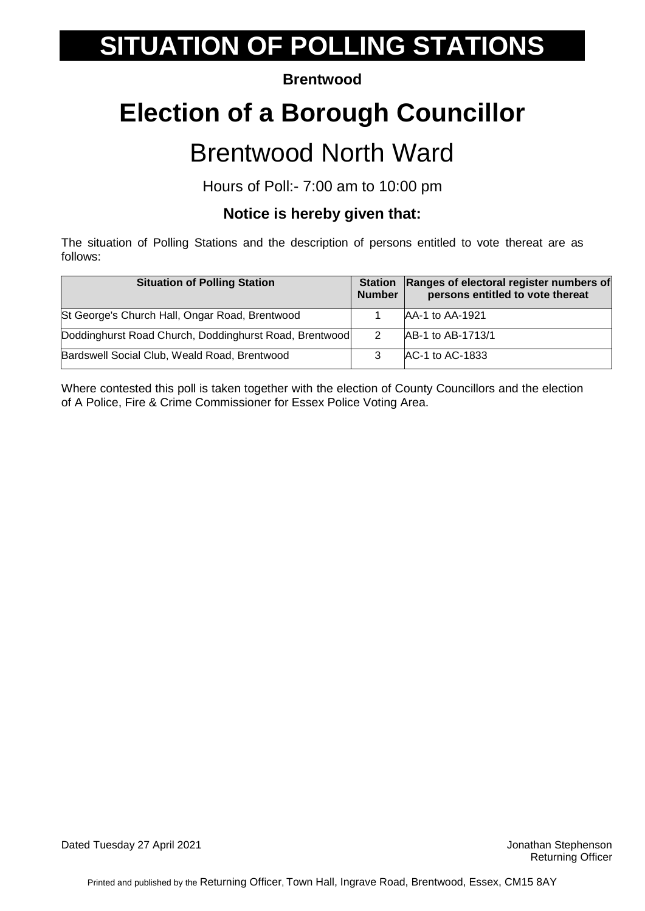# SITUATION OF POLLING STATIONS

**Brentwood**

# Election of a Borough Councillor

## Brentwood North Ward

Hours of Poll:- 7:00 am to 10:00 pm

### Notice is hereby given that:

The situation of Polling Stations and the description of persons entitled to vote thereat are as follows:

| Situation of Polling Station | Station Number | Ranges of electoral register numbers of persons entitled to vote thereat |
|---|---|---|
| St George's Church Hall, Ongar Road, Brentwood | 1 | AA-1 to AA-1921 |
| Doddinghurst Road Church, Doddinghurst Road, Brentwood | 2 | AB-1 to AB-1713/1 |
| Bardswell Social Club, Weald Road, Brentwood | 3 | AC-1 to AC-1833 |

Where contested this poll is taken together with the election of County Councillors and the election of A Police, Fire & Crime Commissioner for Essex Police Voting Area.

Dated Tuesday 27 April 2021

Jonathan Stephenson
Returning Officer

Printed and published by the Returning Officer, Town Hall, Ingrave Road, Brentwood, Essex, CM15 8AY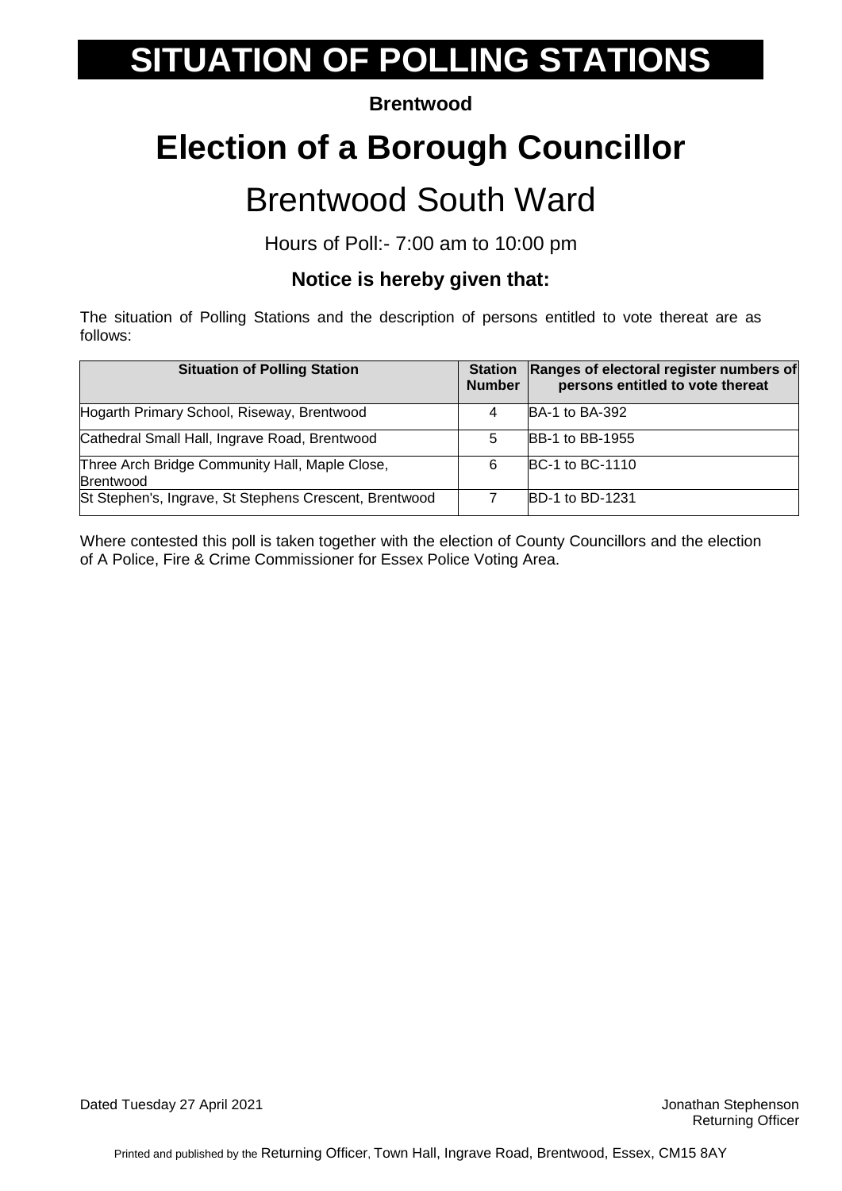# SITUATION OF POLLING STATIONS

**Brentwood**

# Election of a Borough Councillor

## Brentwood South Ward

Hours of Poll:- 7:00 am to 10:00 pm

### Notice is hereby given that:

The situation of Polling Stations and the description of persons entitled to vote thereat are as follows:

| Situation of Polling Station | Station Number | Ranges of electoral register numbers of persons entitled to vote thereat |
|---|---|---|
| Hogarth Primary School, Riseway, Brentwood | 4 | BA-1 to BA-392 |
| Cathedral Small Hall, Ingrave Road, Brentwood | 5 | BB-1 to BB-1955 |
| Three Arch Bridge Community Hall, Maple Close, Brentwood | 6 | BC-1 to BC-1110 |
| St Stephen's, Ingrave, St Stephens Crescent, Brentwood | 7 | BD-1 to BD-1231 |

Where contested this poll is taken together with the election of County Councillors and the election of A Police, Fire & Crime Commissioner for Essex Police Voting Area.

Dated Tuesday 27 April 2021

Jonathan Stephenson
Returning Officer

Printed and published by the Returning Officer, Town Hall, Ingrave Road, Brentwood, Essex, CM15 8AY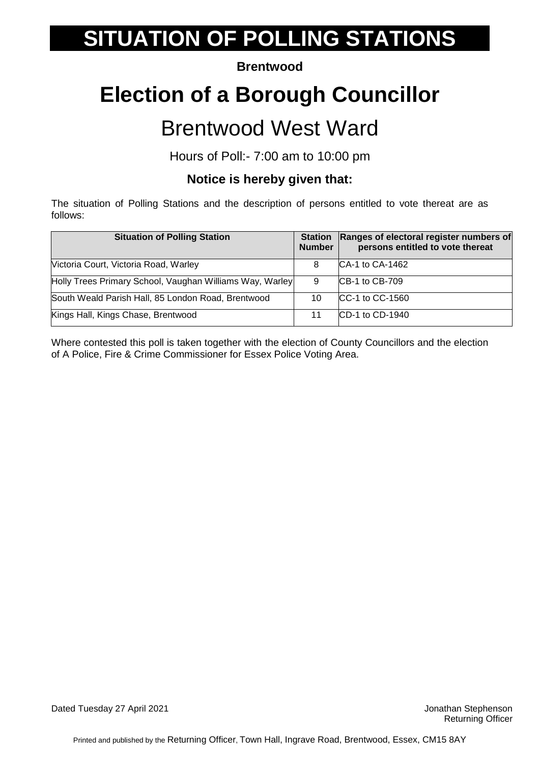# SITUATION OF POLLING STATIONS

**Brentwood**

# Election of a Borough Councillor

## Brentwood West Ward

Hours of Poll:- 7:00 am to 10:00 pm

### Notice is hereby given that:

The situation of Polling Stations and the description of persons entitled to vote thereat are as follows:

| Situation of Polling Station | Station Number | Ranges of electoral register numbers of persons entitled to vote thereat |
|---|---|---|
| Victoria Court, Victoria Road, Warley | 8 | CA-1 to CA-1462 |
| Holly Trees Primary School, Vaughan Williams Way, Warley | 9 | CB-1 to CB-709 |
| South Weald Parish Hall, 85 London Road, Brentwood | 10 | CC-1 to CC-1560 |
| Kings Hall, Kings Chase, Brentwood | 11 | CD-1 to CD-1940 |

Where contested this poll is taken together with the election of County Councillors and the election of A Police, Fire & Crime Commissioner for Essex Police Voting Area.

Dated Tuesday 27 April 2021

Jonathan Stephenson
Returning Officer

Printed and published by the Returning Officer, Town Hall, Ingrave Road, Brentwood, Essex, CM15 8AY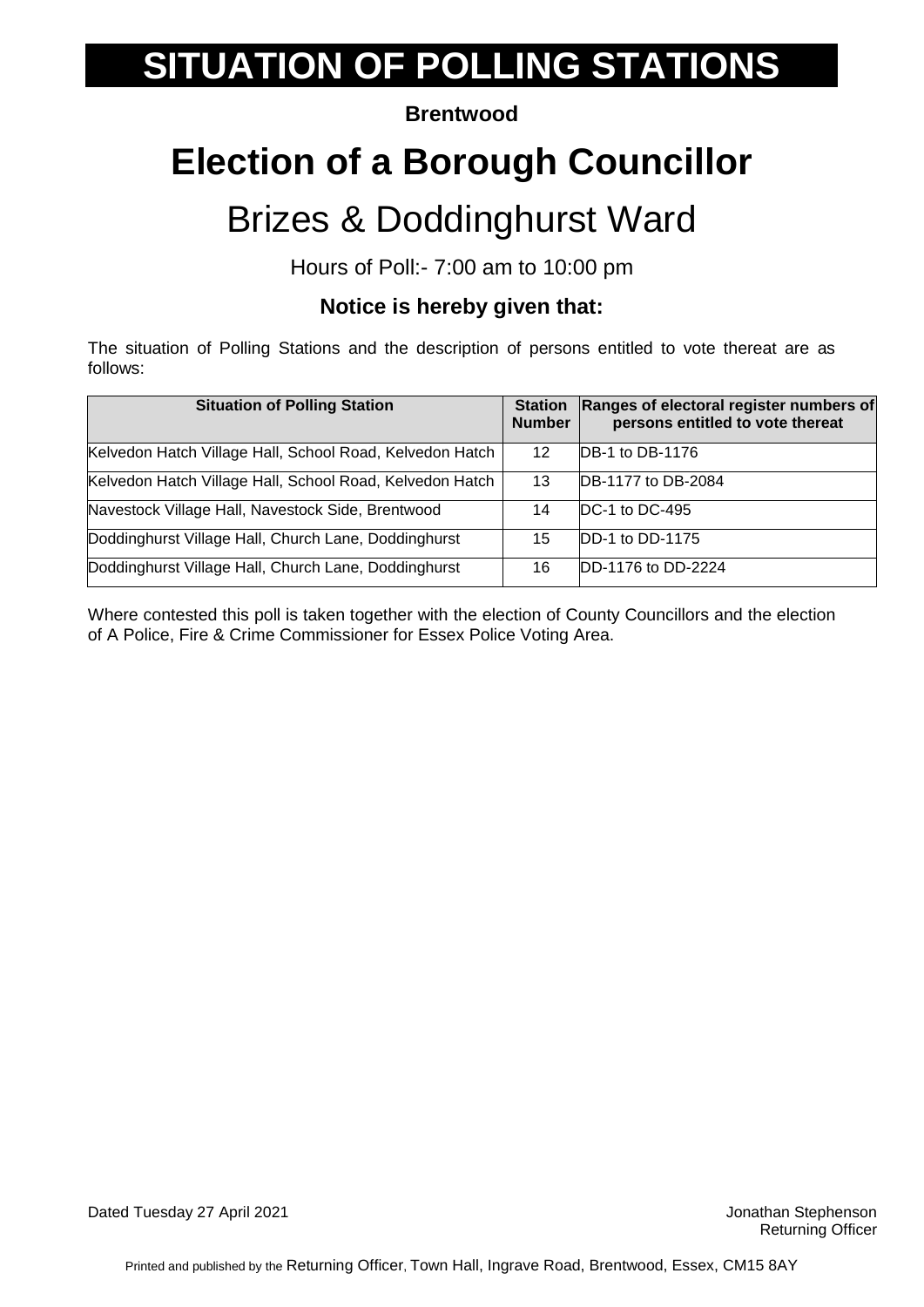# SITUATION OF POLLING STATIONS

**Brentwood**

# Election of a Borough Councillor

## Brizes & Doddinghurst Ward

Hours of Poll:- 7:00 am to 10:00 pm

**Notice is hereby given that:**

The situation of Polling Stations and the description of persons entitled to vote thereat are as follows:

| Situation of Polling Station | Station Number | Ranges of electoral register numbers of persons entitled to vote thereat |
|---|---|---|
| Kelvedon Hatch Village Hall, School Road, Kelvedon Hatch | 12 | DB-1 to DB-1176 |
| Kelvedon Hatch Village Hall, School Road, Kelvedon Hatch | 13 | DB-1177 to DB-2084 |
| Navestock Village Hall, Navestock Side, Brentwood | 14 | DC-1 to DC-495 |
| Doddinghurst Village Hall, Church Lane, Doddinghurst | 15 | DD-1 to DD-1175 |
| Doddinghurst Village Hall, Church Lane, Doddinghurst | 16 | DD-1176 to DD-2224 |

Where contested this poll is taken together with the election of County Councillors and the election of A Police, Fire & Crime Commissioner for Essex Police Voting Area.

Dated Tuesday 27 April 2021

Jonathan Stephenson
Returning Officer

Printed and published by the Returning Officer, Town Hall, Ingrave Road, Brentwood, Essex, CM15 8AY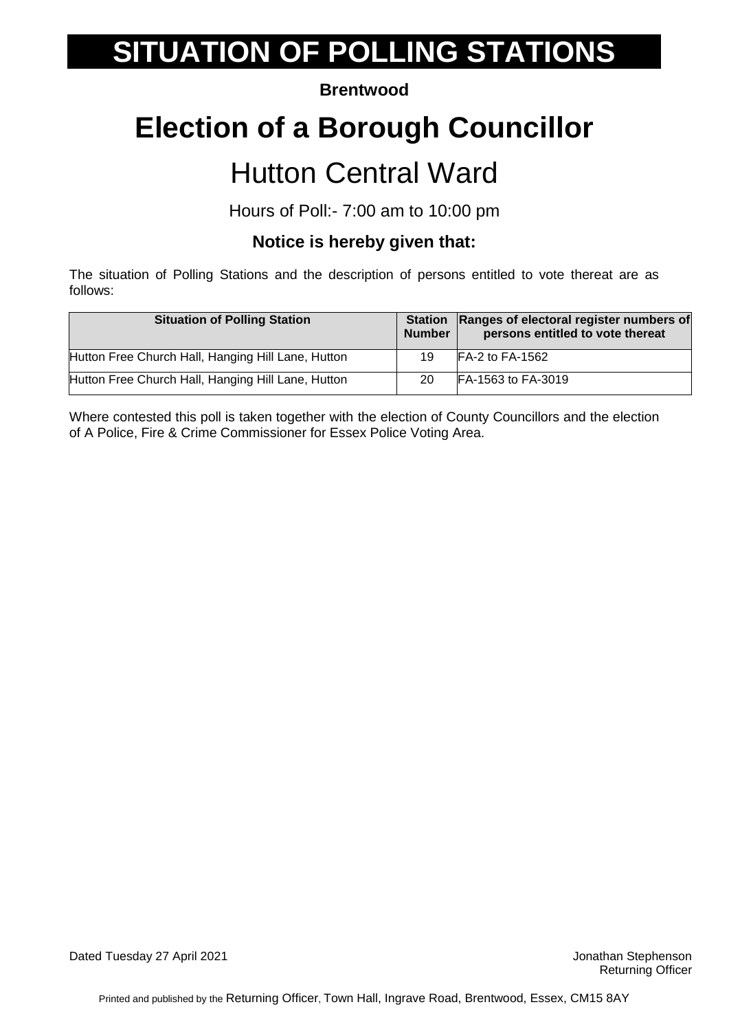# SITUATION OF POLLING STATIONS

**Brentwood**

# Election of a Borough Councillor

## Hutton Central Ward

Hours of Poll:- 7:00 am to 10:00 pm

### Notice is hereby given that:

The situation of Polling Stations and the description of persons entitled to vote thereat are as follows:

| Situation of Polling Station | Station Number | Ranges of electoral register numbers of persons entitled to vote thereat |
|---|---|---|
| Hutton Free Church Hall, Hanging Hill Lane, Hutton | 19 | FA-2 to FA-1562 |
| Hutton Free Church Hall, Hanging Hill Lane, Hutton | 20 | FA-1563 to FA-3019 |

Where contested this poll is taken together with the election of County Councillors and the election of A Police, Fire & Crime Commissioner for Essex Police Voting Area.

Dated Tuesday 27 April 2021

Jonathan Stephenson
Returning Officer

Printed and published by the Returning Officer, Town Hall, Ingrave Road, Brentwood, Essex, CM15 8AY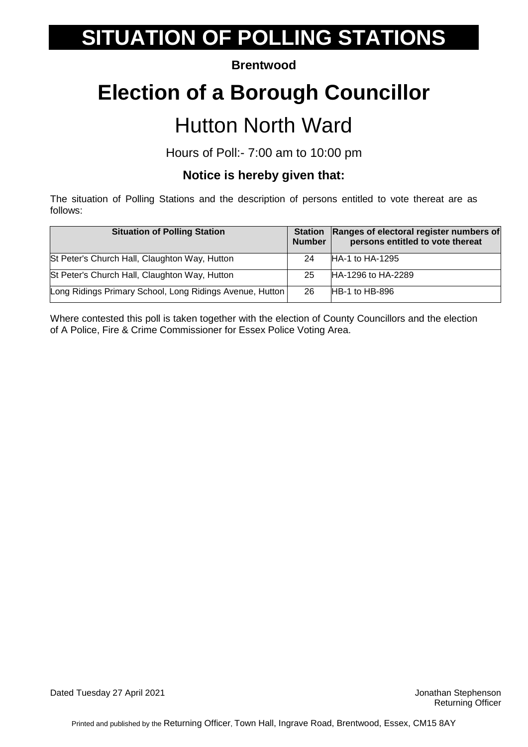# SITUATION OF POLLING STATIONS

**Brentwood**

# Election of a Borough Councillor

## Hutton North Ward

Hours of Poll:- 7:00 am to 10:00 pm

### Notice is hereby given that:

The situation of Polling Stations and the description of persons entitled to vote thereat are as follows:

| Situation of Polling Station | Station Number | Ranges of electoral register numbers of persons entitled to vote thereat |
|---|---|---|
| St Peter's Church Hall, Claughton Way, Hutton | 24 | HA-1 to HA-1295 |
| St Peter's Church Hall, Claughton Way, Hutton | 25 | HA-1296 to HA-2289 |
| Long Ridings Primary School, Long Ridings Avenue, Hutton | 26 | HB-1 to HB-896 |

Where contested this poll is taken together with the election of County Councillors and the election of A Police, Fire & Crime Commissioner for Essex Police Voting Area.

Dated Tuesday 27 April 2021

Jonathan Stephenson
Returning Officer

Printed and published by the Returning Officer, Town Hall, Ingrave Road, Brentwood, Essex, CM15 8AY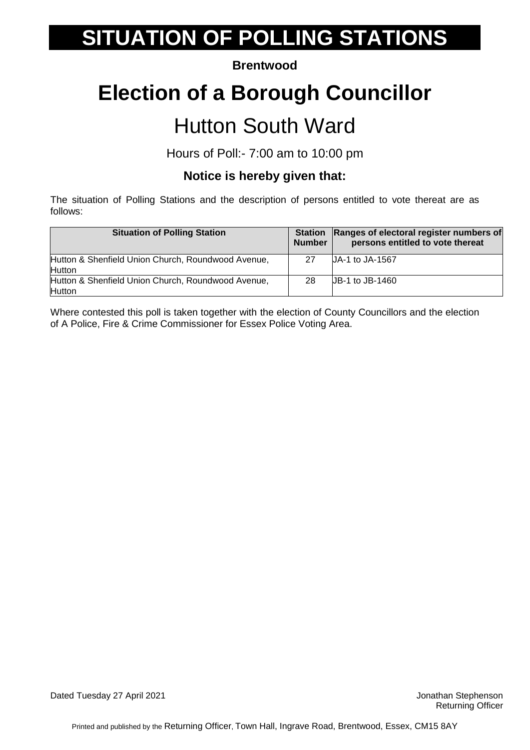# SITUATION OF POLLING STATIONS

**Brentwood**

# Election of a Borough Councillor

## Hutton South Ward

Hours of Poll:- 7:00 am to 10:00 pm

### Notice is hereby given that:

The situation of Polling Stations and the description of persons entitled to vote thereat are as follows:

| Situation of Polling Station | Station Number | Ranges of electoral register numbers of persons entitled to vote thereat |
|---|---|---|
| Hutton & Shenfield Union Church, Roundwood Avenue, Hutton | 27 | JA-1 to JA-1567 |
| Hutton & Shenfield Union Church, Roundwood Avenue, Hutton | 28 | JB-1 to JB-1460 |

Where contested this poll is taken together with the election of County Councillors and the election of A Police, Fire & Crime Commissioner for Essex Police Voting Area.

Dated Tuesday 27 April 2021

Jonathan Stephenson
Returning Officer

Printed and published by the Returning Officer, Town Hall, Ingrave Road, Brentwood, Essex, CM15 8AY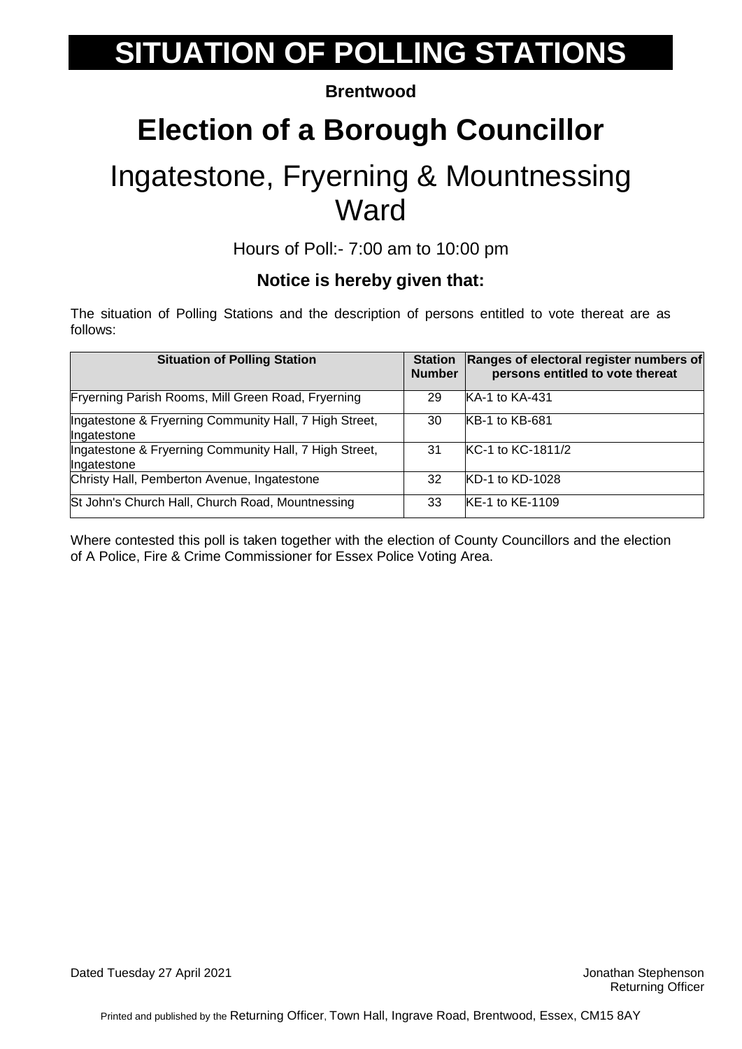# SITUATION OF POLLING STATIONS

**Brentwood**

# Election of a Borough Councillor

## Ingatestone, Fryerning & Mountnessing Ward

Hours of Poll:- 7:00 am to 10:00 pm

**Notice is hereby given that:**

The situation of Polling Stations and the description of persons entitled to vote thereat are as follows:

| Situation of Polling Station | Station Number | Ranges of electoral register numbers of persons entitled to vote thereat |
|---|---|---|
| Fryerning Parish Rooms, Mill Green Road, Fryerning | 29 | KA-1 to KA-431 |
| Ingatestone & Fryerning Community Hall, 7 High Street, Ingatestone | 30 | KB-1 to KB-681 |
| Ingatestone & Fryerning Community Hall, 7 High Street, Ingatestone | 31 | KC-1 to KC-1811/2 |
| Christy Hall, Pemberton Avenue, Ingatestone | 32 | KD-1 to KD-1028 |
| St John's Church Hall, Church Road, Mountnessing | 33 | KE-1 to KE-1109 |

Where contested this poll is taken together with the election of County Councillors and the election of A Police, Fire & Crime Commissioner for Essex Police Voting Area.

Dated Tuesday 27 April 2021

Jonathan Stephenson
Returning Officer

Printed and published by the Returning Officer, Town Hall, Ingrave Road, Brentwood, Essex, CM15 8AY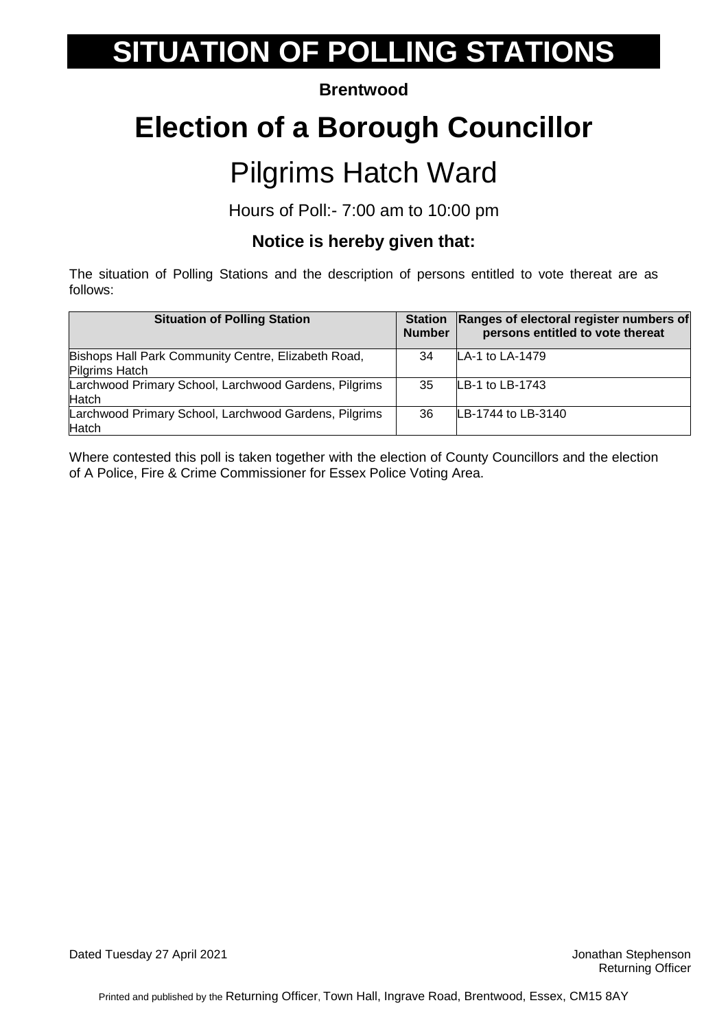# SITUATION OF POLLING STATIONS

**Brentwood**

# Election of a Borough Councillor

## Pilgrims Hatch Ward

Hours of Poll:- 7:00 am to 10:00 pm

### Notice is hereby given that:

The situation of Polling Stations and the description of persons entitled to vote thereat are as follows:

| Situation of Polling Station | Station Number | Ranges of electoral register numbers of persons entitled to vote thereat |
|---|---|---|
| Bishops Hall Park Community Centre, Elizabeth Road, Pilgrims Hatch | 34 | LA-1 to LA-1479 |
| Larchwood Primary School, Larchwood Gardens, Pilgrims Hatch | 35 | LB-1 to LB-1743 |
| Larchwood Primary School, Larchwood Gardens, Pilgrims Hatch | 36 | LB-1744 to LB-3140 |

Where contested this poll is taken together with the election of County Councillors and the election of A Police, Fire & Crime Commissioner for Essex Police Voting Area.

Dated Tuesday 27 April 2021

Jonathan Stephenson
Returning Officer

Printed and published by the Returning Officer, Town Hall, Ingrave Road, Brentwood, Essex, CM15 8AY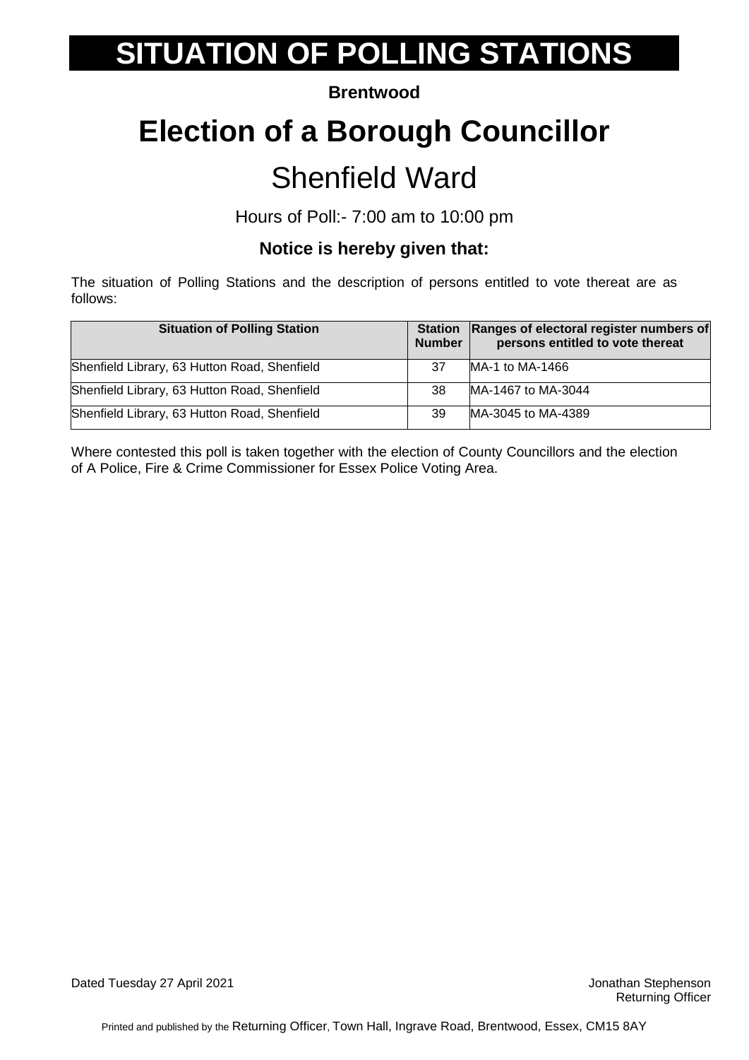# SITUATION OF POLLING STATIONS

**Brentwood**

# Election of a Borough Councillor

## Shenfield Ward

Hours of Poll:- 7:00 am to 10:00 pm

### Notice is hereby given that:

The situation of Polling Stations and the description of persons entitled to vote thereat are as follows:

| Situation of Polling Station | Station Number | Ranges of electoral register numbers of persons entitled to vote thereat |
|---|---|---|
| Shenfield Library, 63 Hutton Road, Shenfield | 37 | MA-1 to MA-1466 |
| Shenfield Library, 63 Hutton Road, Shenfield | 38 | MA-1467 to MA-3044 |
| Shenfield Library, 63 Hutton Road, Shenfield | 39 | MA-3045 to MA-4389 |

Where contested this poll is taken together with the election of County Councillors and the election of A Police, Fire & Crime Commissioner for Essex Police Voting Area.

Dated Tuesday 27 April 2021

Jonathan Stephenson
Returning Officer

Printed and published by the Returning Officer, Town Hall, Ingrave Road, Brentwood, Essex, CM15 8AY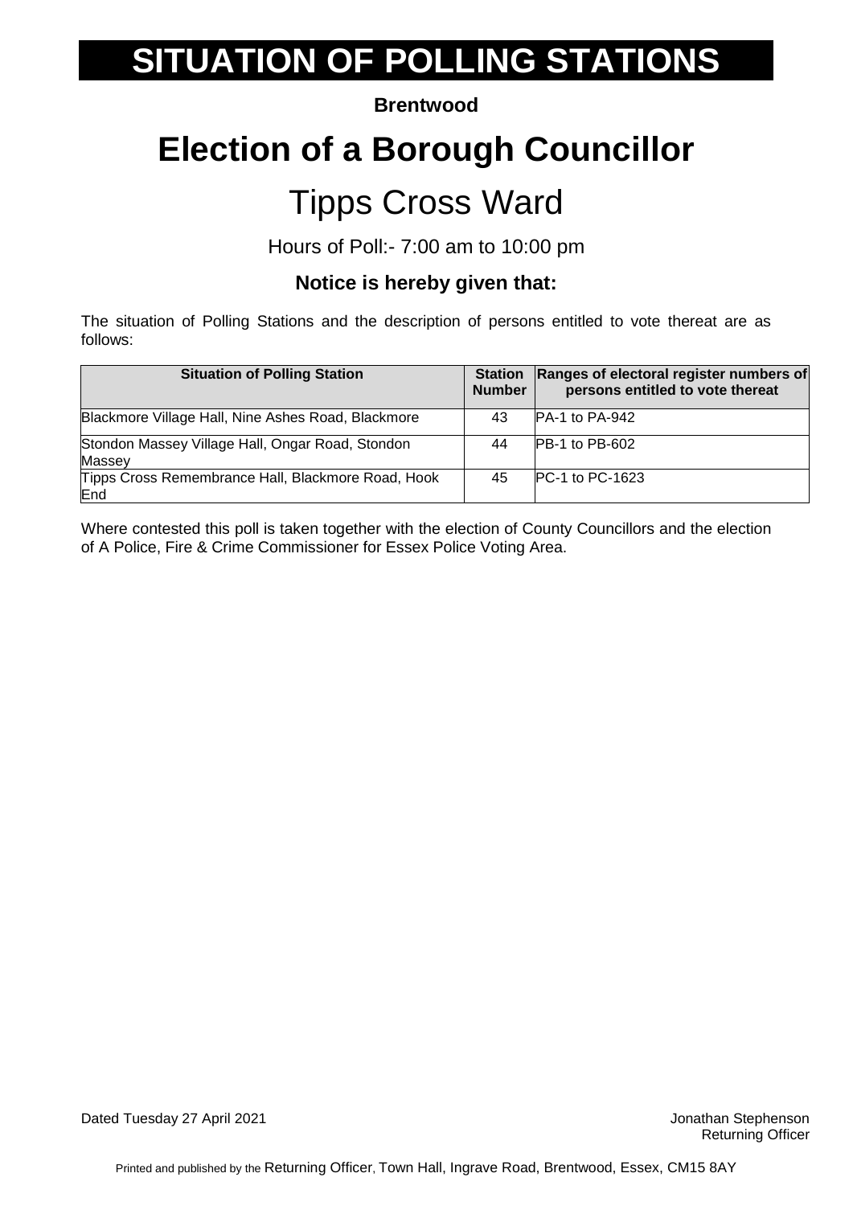# SITUATION OF POLLING STATIONS

**Brentwood**

# Election of a Borough Councillor

## Tipps Cross Ward

Hours of Poll:- 7:00 am to 10:00 pm

### Notice is hereby given that:

The situation of Polling Stations and the description of persons entitled to vote thereat are as follows:

| Situation of Polling Station | Station Number | Ranges of electoral register numbers of persons entitled to vote thereat |
|---|---|---|
| Blackmore Village Hall, Nine Ashes Road, Blackmore | 43 | PA-1 to PA-942 |
| Stondon Massey Village Hall, Ongar Road, Stondon Massey | 44 | PB-1 to PB-602 |
| Tipps Cross Remembrance Hall, Blackmore Road, Hook End | 45 | PC-1 to PC-1623 |

Where contested this poll is taken together with the election of County Councillors and the election of A Police, Fire & Crime Commissioner for Essex Police Voting Area.

Dated Tuesday 27 April 2021

Jonathan Stephenson
Returning Officer

Printed and published by the Returning Officer, Town Hall, Ingrave Road, Brentwood, Essex, CM15 8AY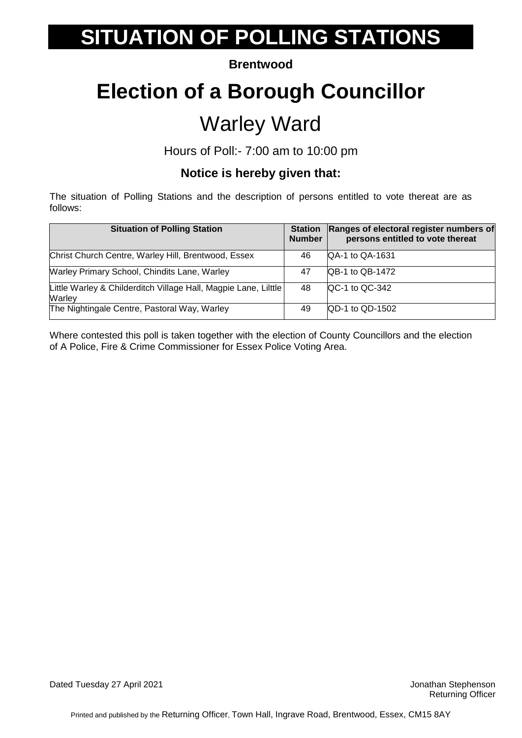# SITUATION OF POLLING STATIONS

**Brentwood**

# Election of a Borough Councillor

## Warley Ward

Hours of Poll:- 7:00 am to 10:00 pm

**Notice is hereby given that:**

The situation of Polling Stations and the description of persons entitled to vote thereat are as follows:

| Situation of Polling Station | Station Number | Ranges of electoral register numbers of persons entitled to vote thereat |
|---|---|---|
| Christ Church Centre, Warley Hill, Brentwood, Essex | 46 | QA-1 to QA-1631 |
| Warley Primary School, Chindits Lane, Warley | 47 | QB-1 to QB-1472 |
| Little Warley & Childerditch Village Hall, Magpie Lane, Liltle Warley | 48 | QC-1 to QC-342 |
| The Nightingale Centre, Pastoral Way, Warley | 49 | QD-1 to QD-1502 |

Where contested this poll is taken together with the election of County Councillors and the election of A Police, Fire & Crime Commissioner for Essex Police Voting Area.

Dated Tuesday 27 April 2021

Jonathan Stephenson
Returning Officer

Printed and published by the Returning Officer, Town Hall, Ingrave Road, Brentwood, Essex, CM15 8AY